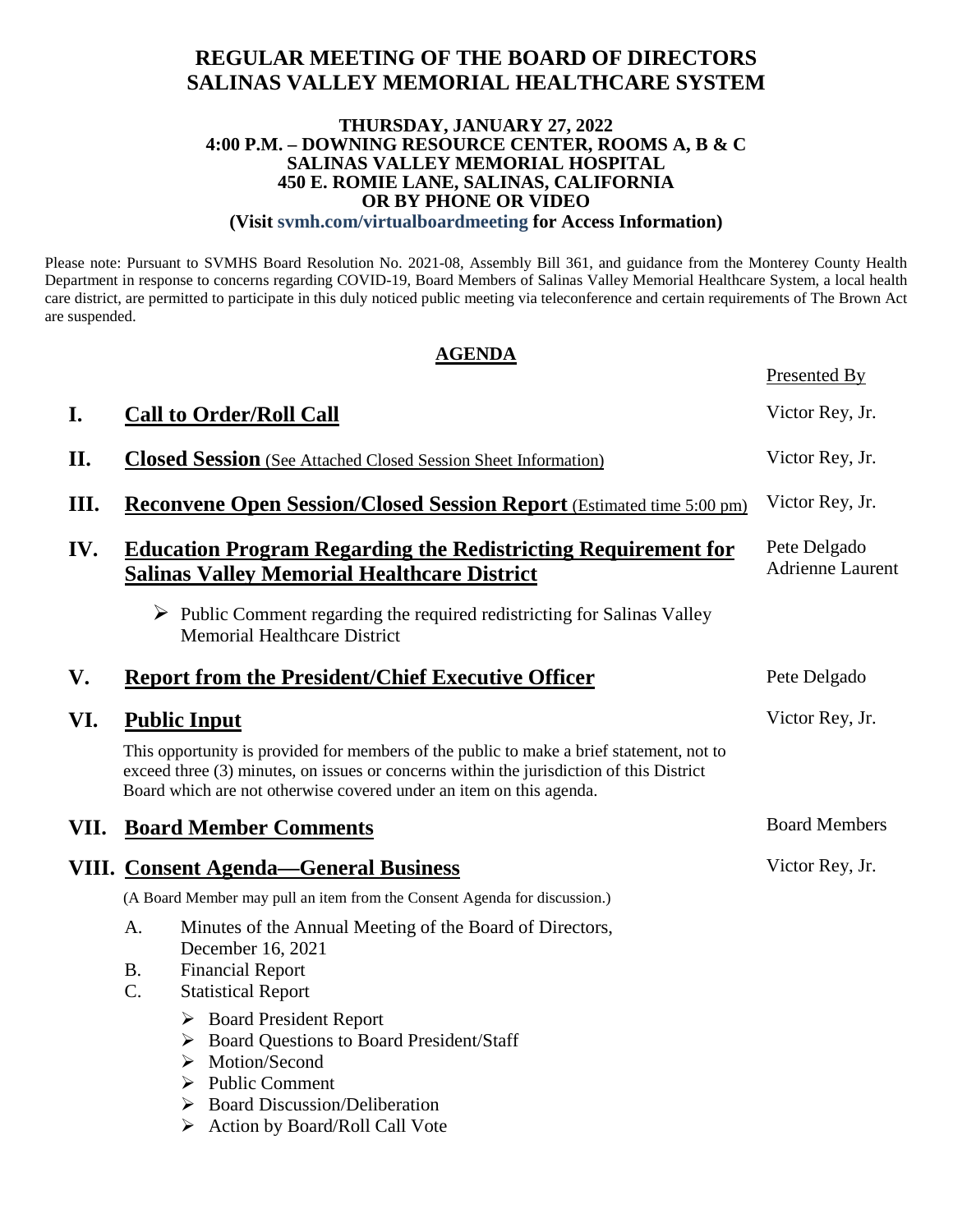# REGULAR MEETING OF THE BOARD OF DIRECTORS SALINAS VALLEY MEMORIAL HEALTHCARE SYSTEM

**THURSDAY, JANUARY 27, 2022**
**4:00 P.M. – DOWNING RESOURCE CENTER, ROOMS A, B & C**
**SALINAS VALLEY MEMORIAL HOSPITAL**
**450 E. ROMIE LANE, SALINAS, CALIFORNIA**
**OR BY PHONE OR VIDEO**
**(Visit svmh.com/virtualboardmeeting for Access Information)**

Please note: Pursuant to SVMHS Board Resolution No. 2021-08, Assembly Bill 361, and guidance from the Monterey County Health Department in response to concerns regarding COVID-19, Board Members of Salinas Valley Memorial Healthcare System, a local health care district, are permitted to participate in this duly noticed public meeting via teleconference and certain requirements of The Brown Act are suspended.

## AGENDA

| | Item | Presented By |
|---|---|---|
| **I.** | **Call to Order/Roll Call** | Victor Rey, Jr. |
| **II.** | **Closed Session** (See Attached Closed Session Sheet Information) | Victor Rey, Jr. |
| **III.** | **Reconvene Open Session/Closed Session Report** (Estimated time 5:00 pm) | Victor Rey, Jr. |
| **IV.** | **Education Program Regarding the Redistricting Requirement for Salinas Valley Memorial Healthcare District** | Pete Delgado, Adrienne Laurent |
| **V.** | **Report from the President/Chief Executive Officer** | Pete Delgado |
| **VI.** | **Public Input** | Victor Rey, Jr. |
| **VII.** | **Board Member Comments** | Board Members |
| **VIII.** | **Consent Agenda—General Business** | Victor Rey, Jr. |

**IV.** Education Program Regarding the Redistricting Requirement for Salinas Valley Memorial Healthcare District

- Public Comment regarding the required redistricting for Salinas Valley Memorial Healthcare District

**VI.** Public Input

This opportunity is provided for members of the public to make a brief statement, not to exceed three (3) minutes, on issues or concerns within the jurisdiction of this District Board which are not otherwise covered under an item on this agenda.

**VIII.** Consent Agenda—General Business

(A Board Member may pull an item from the Consent Agenda for discussion.)

A. Minutes of the Annual Meeting of the Board of Directors, December 16, 2021
B. Financial Report
C. Statistical Report

- Board President Report
- Board Questions to Board President/Staff
- Motion/Second
- Public Comment
- Board Discussion/Deliberation
- Action by Board/Roll Call Vote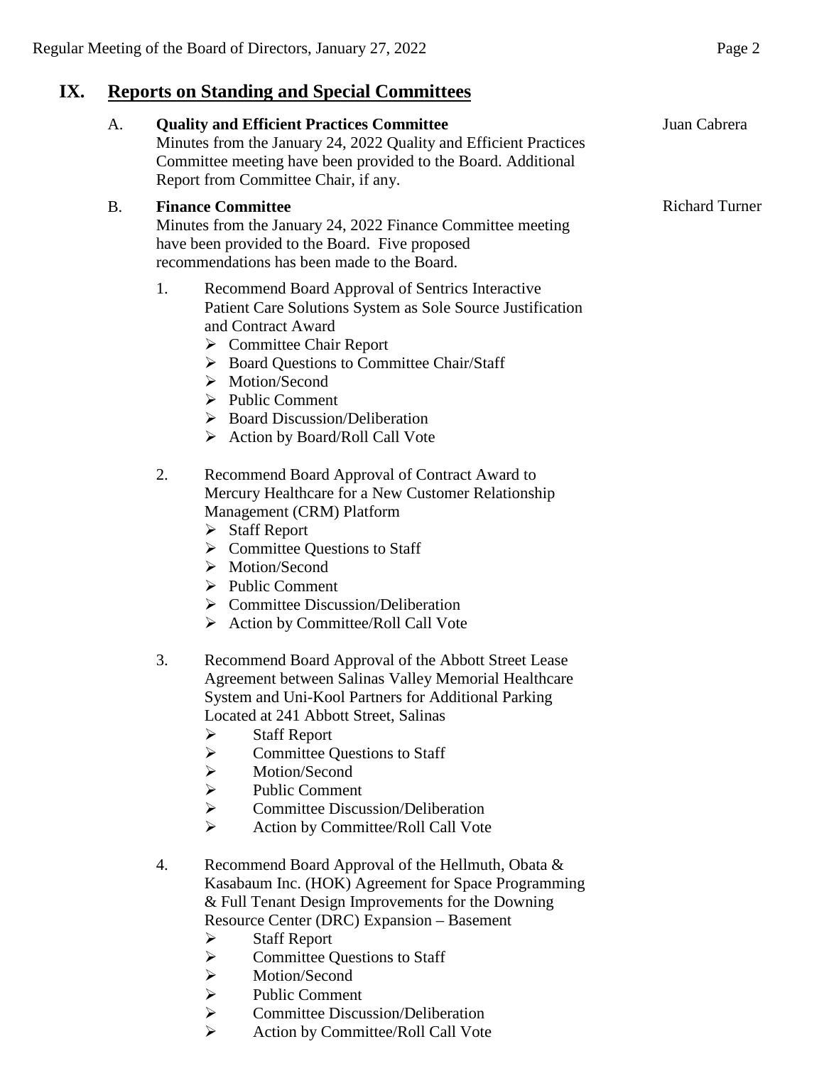## IX. Reports on Standing and Special Committees

A. **Quality and Efficient Practices Committee** — Juan Cabrera

Minutes from the January 24, 2022 Quality and Efficient Practices Committee meeting have been provided to the Board. Additional Report from Committee Chair, if any.

B. **Finance Committee** — Richard Turner

Minutes from the January 24, 2022 Finance Committee meeting have been provided to the Board. Five proposed recommendations has been made to the Board.

1. Recommend Board Approval of Sentrics Interactive Patient Care Solutions System as Sole Source Justification and Contract Award
   - ➢ Committee Chair Report
   - ➢ Board Questions to Committee Chair/Staff
   - ➢ Motion/Second
   - ➢ Public Comment
   - ➢ Board Discussion/Deliberation
   - ➢ Action by Board/Roll Call Vote

2. Recommend Board Approval of Contract Award to Mercury Healthcare for a New Customer Relationship Management (CRM) Platform
   - ➢ Staff Report
   - ➢ Committee Questions to Staff
   - ➢ Motion/Second
   - ➢ Public Comment
   - ➢ Committee Discussion/Deliberation
   - ➢ Action by Committee/Roll Call Vote

3. Recommend Board Approval of the Abbott Street Lease Agreement between Salinas Valley Memorial Healthcare System and Uni-Kool Partners for Additional Parking Located at 241 Abbott Street, Salinas
   - ➢ Staff Report
   - ➢ Committee Questions to Staff
   - ➢ Motion/Second
   - ➢ Public Comment
   - ➢ Committee Discussion/Deliberation
   - ➢ Action by Committee/Roll Call Vote

4. Recommend Board Approval of the Hellmuth, Obata & Kasabaum Inc. (HOK) Agreement for Space Programming & Full Tenant Design Improvements for the Downing Resource Center (DRC) Expansion – Basement
   - ➢ Staff Report
   - ➢ Committee Questions to Staff
   - ➢ Motion/Second
   - ➢ Public Comment
   - ➢ Committee Discussion/Deliberation
   - ➢ Action by Committee/Roll Call Vote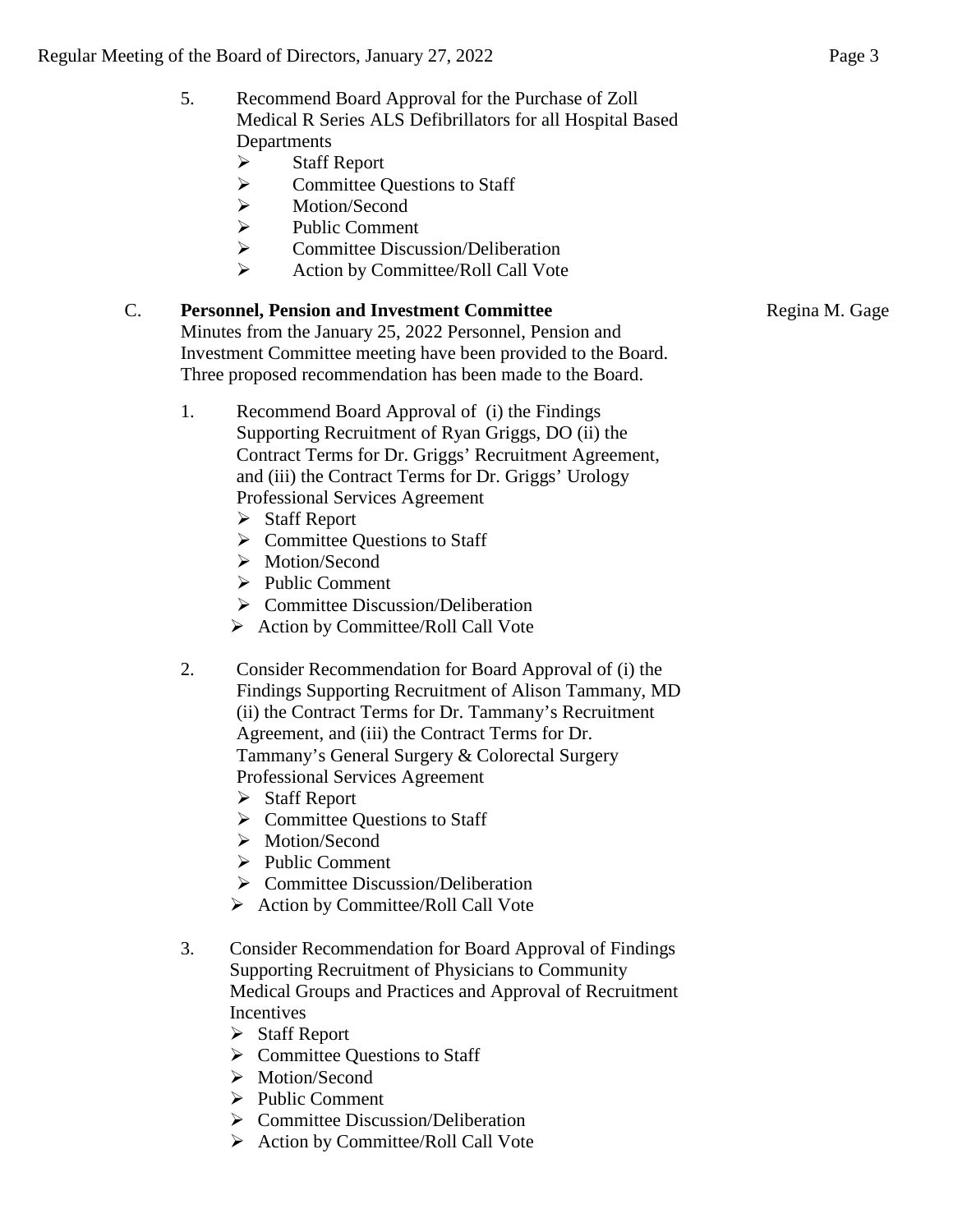5. Recommend Board Approval for the Purchase of Zoll Medical R Series ALS Defibrillators for all Hospital Based Departments
   - ➢ Staff Report
   - ➢ Committee Questions to Staff
   - ➢ Motion/Second
   - ➢ Public Comment
   - ➢ Committee Discussion/Deliberation
   - ➢ Action by Committee/Roll Call Vote

C. **Personnel, Pension and Investment Committee** Regina M. Gage

Minutes from the January 25, 2022 Personnel, Pension and Investment Committee meeting have been provided to the Board. Three proposed recommendation has been made to the Board.

1. Recommend Board Approval of (i) the Findings Supporting Recruitment of Ryan Griggs, DO (ii) the Contract Terms for Dr. Griggs' Recruitment Agreement, and (iii) the Contract Terms for Dr. Griggs' Urology Professional Services Agreement
   - ➢ Staff Report
   - ➢ Committee Questions to Staff
   - ➢ Motion/Second
   - ➢ Public Comment
   - ➢ Committee Discussion/Deliberation
   - ➢ Action by Committee/Roll Call Vote

2. Consider Recommendation for Board Approval of (i) the Findings Supporting Recruitment of Alison Tammany, MD (ii) the Contract Terms for Dr. Tammany's Recruitment Agreement, and (iii) the Contract Terms for Dr. Tammany's General Surgery & Colorectal Surgery Professional Services Agreement
   - ➢ Staff Report
   - ➢ Committee Questions to Staff
   - ➢ Motion/Second
   - ➢ Public Comment
   - ➢ Committee Discussion/Deliberation
   - ➢ Action by Committee/Roll Call Vote

3. Consider Recommendation for Board Approval of Findings Supporting Recruitment of Physicians to Community Medical Groups and Practices and Approval of Recruitment Incentives
   - ➢ Staff Report
   - ➢ Committee Questions to Staff
   - ➢ Motion/Second
   - ➢ Public Comment
   - ➢ Committee Discussion/Deliberation
   - ➢ Action by Committee/Roll Call Vote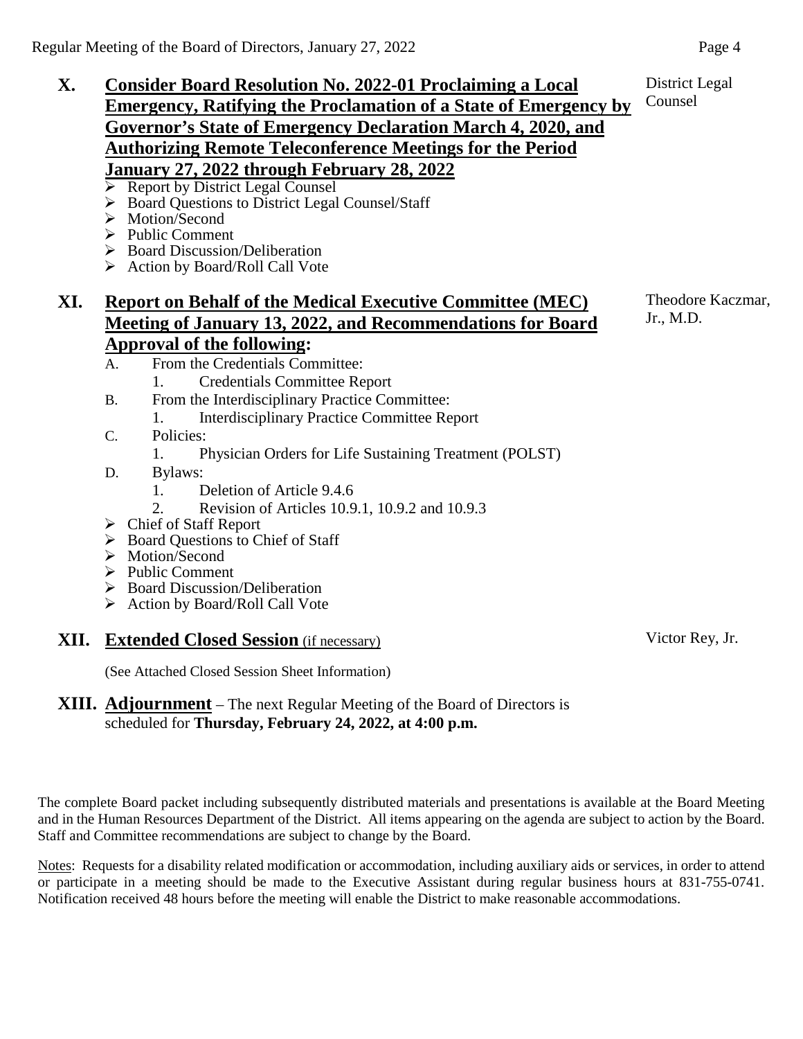## X. Consider Board Resolution No. 2022-01 Proclaiming a Local Emergency, Ratifying the Proclamation of a State of Emergency by Governor's State of Emergency Declaration March 4, 2020, and Authorizing Remote Teleconference Meetings for the Period January 27, 2022 through February 28, 2022

District Legal Counsel

- Report by District Legal Counsel
- Board Questions to District Legal Counsel/Staff
- Motion/Second
- Public Comment
- Board Discussion/Deliberation
- Action by Board/Roll Call Vote

## XI. Report on Behalf of the Medical Executive Committee (MEC) Meeting of January 13, 2022, and Recommendations for Board Approval of the following:

Theodore Kaczmar, Jr., M.D.

A. From the Credentials Committee:
   1. Credentials Committee Report

B. From the Interdisciplinary Practice Committee:
   1. Interdisciplinary Practice Committee Report

C. Policies:
   1. Physician Orders for Life Sustaining Treatment (POLST)

D. Bylaws:
   1. Deletion of Article 9.4.6
   2. Revision of Articles 10.9.1, 10.9.2 and 10.9.3

- Chief of Staff Report
- Board Questions to Chief of Staff
- Motion/Second
- Public Comment
- Board Discussion/Deliberation
- Action by Board/Roll Call Vote

## XII. Extended Closed Session (if necessary)

Victor Rey, Jr.

(See Attached Closed Session Sheet Information)

## XIII. Adjournment – The next Regular Meeting of the Board of Directors is scheduled for **Thursday, February 24, 2022, at 4:00 p.m.**

The complete Board packet including subsequently distributed materials and presentations is available at the Board Meeting and in the Human Resources Department of the District. All items appearing on the agenda are subject to action by the Board. Staff and Committee recommendations are subject to change by the Board.

Notes: Requests for a disability related modification or accommodation, including auxiliary aids or services, in order to attend or participate in a meeting should be made to the Executive Assistant during regular business hours at 831-755-0741. Notification received 48 hours before the meeting will enable the District to make reasonable accommodations.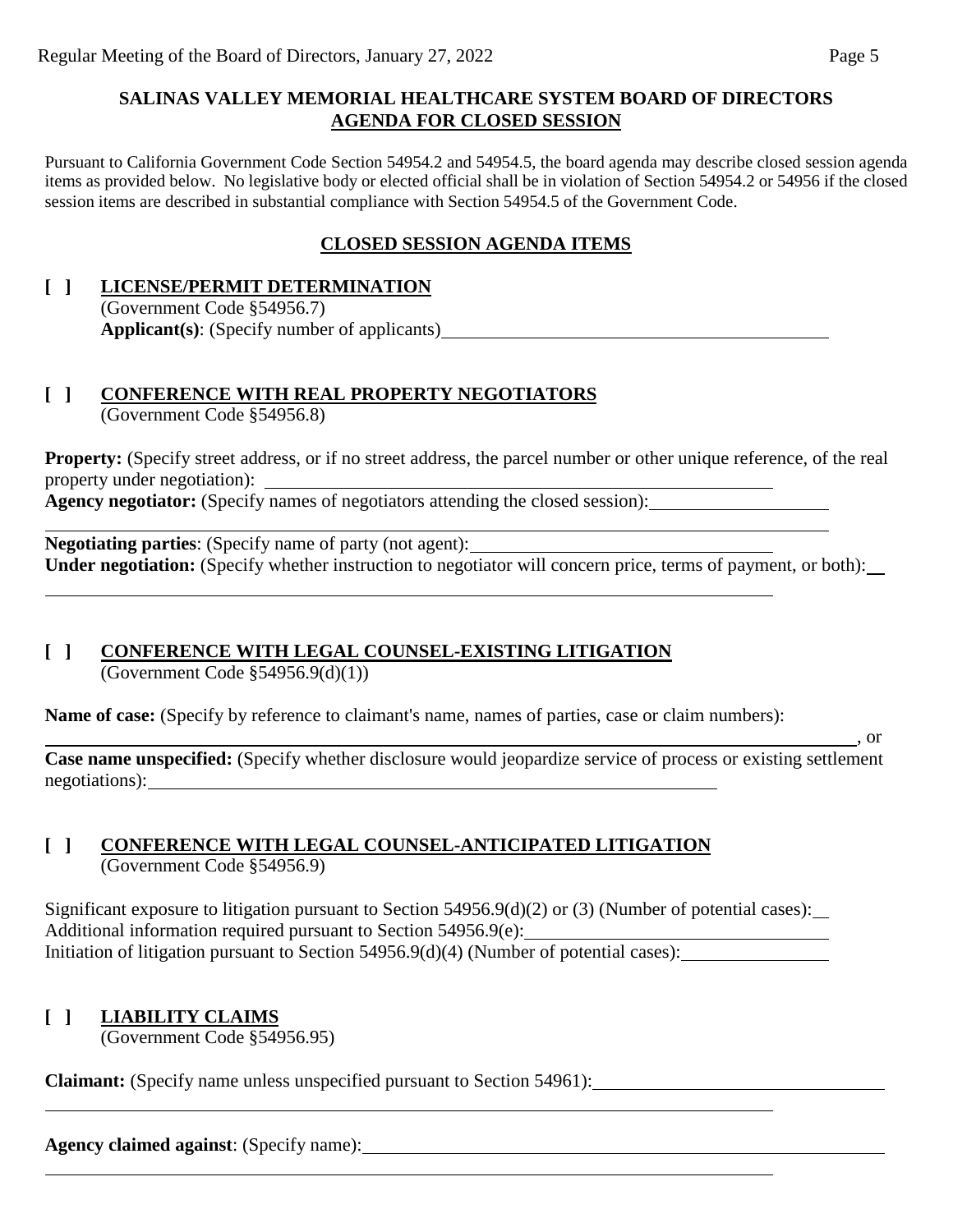## SALINAS VALLEY MEMORIAL HEALTHCARE SYSTEM BOARD OF DIRECTORS
## AGENDA FOR CLOSED SESSION

Pursuant to California Government Code Section 54954.2 and 54954.5, the board agenda may describe closed session agenda items as provided below. No legislative body or elected official shall be in violation of Section 54954.2 or 54956 if the closed session items are described in substantial compliance with Section 54954.5 of the Government Code.

### CLOSED SESSION AGENDA ITEMS

**[ ] LICENSE/PERMIT DETERMINATION**
(Government Code §54956.7)
**Applicant(s)**: (Specify number of applicants)\_\_\_\_\_\_\_\_\_\_\_\_\_\_\_\_\_\_\_\_\_\_\_\_\_\_\_\_\_\_\_\_\_\_\_\_\_\_\_\_

**[ ] CONFERENCE WITH REAL PROPERTY NEGOTIATORS**
(Government Code §54956.8)

**Property:** (Specify street address, or if no street address, the parcel number or other unique reference, of the real property under negotiation): \_\_\_\_\_\_\_\_\_\_\_\_\_\_\_\_\_\_\_\_\_\_\_\_\_\_\_\_\_\_\_\_\_\_\_\_\_\_\_\_\_\_\_\_\_\_\_\_\_\_\_\_\_

**Agency negotiator:** (Specify names of negotiators attending the closed session):\_\_\_\_\_\_\_\_\_\_\_\_\_\_\_\_\_\_
\_\_\_\_\_\_\_\_\_\_\_\_\_\_\_\_\_\_\_\_\_\_\_\_\_\_\_\_\_\_\_\_\_\_\_\_\_\_\_\_\_\_\_\_\_\_\_\_\_\_\_\_\_\_\_\_\_\_\_\_\_\_\_\_\_\_\_\_\_\_\_\_\_\_\_\_\_\_\_\_\_\_

**Negotiating parties**: (Specify name of party (not agent):\_\_\_\_\_\_\_\_\_\_\_\_\_\_\_\_\_\_\_\_\_\_\_\_\_\_\_\_\_\_\_\_
**Under negotiation:** (Specify whether instruction to negotiator will concern price, terms of payment, or both):\_\_
\_\_\_\_\_\_\_\_\_\_\_\_\_\_\_\_\_\_\_\_\_\_\_\_\_\_\_\_\_\_\_\_\_\_\_\_\_\_\_\_\_\_\_\_\_\_\_\_\_\_\_\_\_\_\_\_\_\_\_\_\_\_\_\_\_\_\_\_\_\_\_\_\_\_\_\_\_\_

**[ ] CONFERENCE WITH LEGAL COUNSEL-EXISTING LITIGATION**
(Government Code §54956.9(d)(1))

**Name of case:** (Specify by reference to claimant's name, names of parties, case or claim numbers):
\_\_\_\_\_\_\_\_\_\_\_\_\_\_\_\_\_\_\_\_\_\_\_\_\_\_\_\_\_\_\_\_\_\_\_\_\_\_\_\_\_\_\_\_\_\_\_\_\_\_\_\_\_\_\_\_\_\_\_\_\_\_\_\_\_\_\_\_\_\_\_\_\_\_\_\_\_\_\_\_\_\_\_\_\_\_, or
**Case name unspecified:** (Specify whether disclosure would jeopardize service of process or existing settlement negotiations):\_\_\_\_\_\_\_\_\_\_\_\_\_\_\_\_\_\_\_\_\_\_\_\_\_\_\_\_\_\_\_\_\_\_\_\_\_\_\_\_\_\_\_\_\_\_\_\_\_\_\_\_\_\_\_\_\_\_\_\_\_

**[ ] CONFERENCE WITH LEGAL COUNSEL-ANTICIPATED LITIGATION**
(Government Code §54956.9)

Significant exposure to litigation pursuant to Section 54956.9(d)(2) or (3) (Number of potential cases):\_\_
Additional information required pursuant to Section 54956.9(e):\_\_\_\_\_\_\_\_\_\_\_\_\_\_\_\_\_\_\_\_\_\_\_\_\_\_\_\_\_\_\_\_
Initiation of litigation pursuant to Section 54956.9(d)(4) (Number of potential cases):\_\_\_\_\_\_\_\_\_\_\_\_\_\_\_\_

**[ ] LIABILITY CLAIMS**
(Government Code §54956.95)

**Claimant:** (Specify name unless unspecified pursuant to Section 54961):\_\_\_\_\_\_\_\_\_\_\_\_\_\_\_\_\_\_\_\_\_\_\_\_\_\_\_\_\_\_
\_\_\_\_\_\_\_\_\_\_\_\_\_\_\_\_\_\_\_\_\_\_\_\_\_\_\_\_\_\_\_\_\_\_\_\_\_\_\_\_\_\_\_\_\_\_\_\_\_\_\_\_\_\_\_\_\_\_\_\_\_\_\_\_\_\_\_\_\_\_\_\_\_\_\_\_\_\_\_\_

**Agency claimed against**: (Specify name):\_\_\_\_\_\_\_\_\_\_\_\_\_\_\_\_\_\_\_\_\_\_\_\_\_\_\_\_\_\_\_\_\_\_\_\_\_\_\_\_\_\_\_\_\_\_\_\_\_\_\_\_\_\_\_\_
\_\_\_\_\_\_\_\_\_\_\_\_\_\_\_\_\_\_\_\_\_\_\_\_\_\_\_\_\_\_\_\_\_\_\_\_\_\_\_\_\_\_\_\_\_\_\_\_\_\_\_\_\_\_\_\_\_\_\_\_\_\_\_\_\_\_\_\_\_\_\_\_\_\_\_\_\_\_\_\_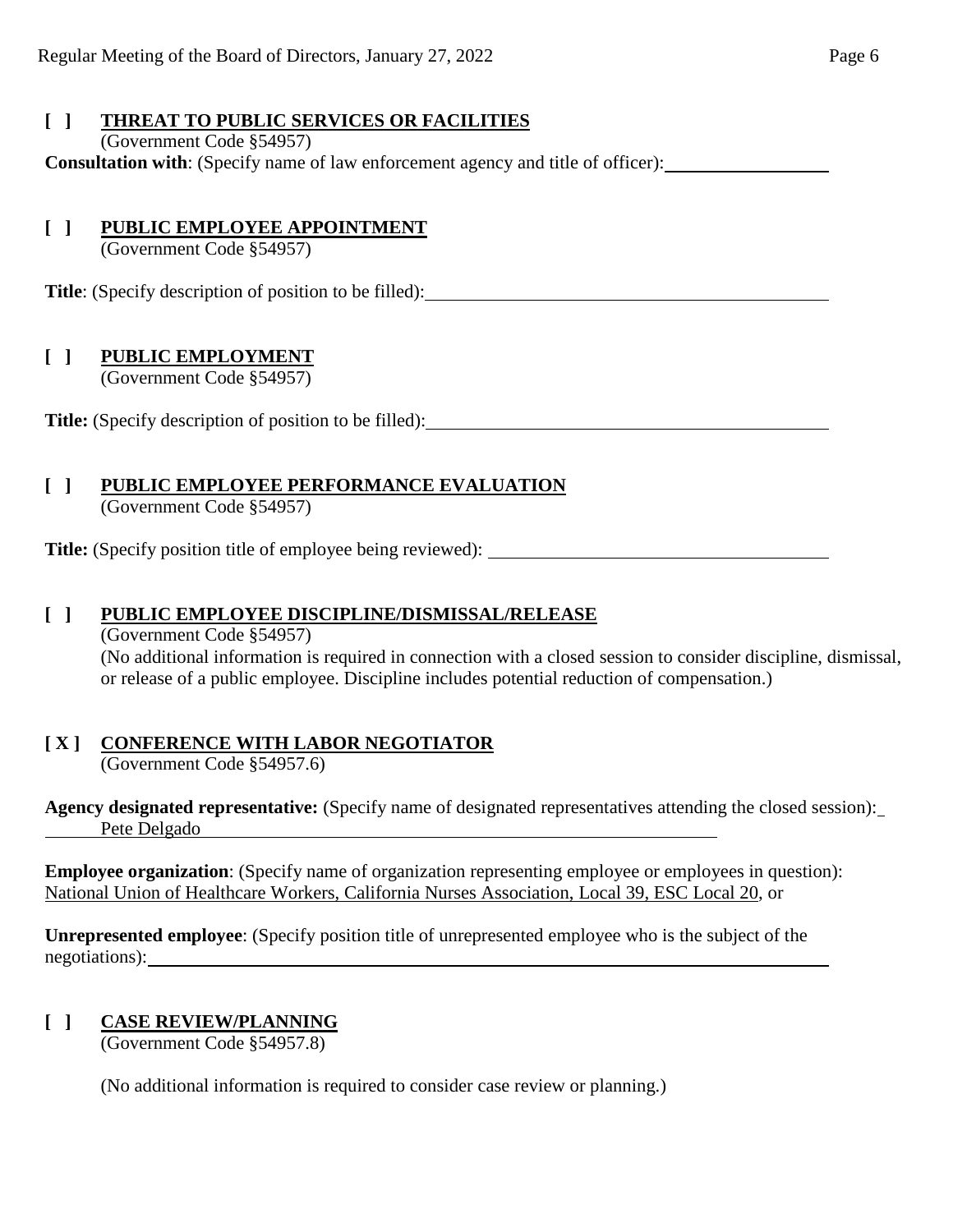**[ ] THREAT TO PUBLIC SERVICES OR FACILITIES**
(Government Code §54957)

**Consultation with**: (Specify name of law enforcement agency and title of officer): \_\_\_\_\_\_\_\_\_\_\_\_\_\_\_\_

**[ ] PUBLIC EMPLOYEE APPOINTMENT**
(Government Code §54957)

**Title**: (Specify description of position to be filled): \_\_\_\_\_\_\_\_\_\_\_\_\_\_\_\_

**[ ] PUBLIC EMPLOYMENT**
(Government Code §54957)

**Title:** (Specify description of position to be filled): \_\_\_\_\_\_\_\_\_\_\_\_\_\_\_\_

**[ ] PUBLIC EMPLOYEE PERFORMANCE EVALUATION**
(Government Code §54957)

**Title:** (Specify position title of employee being reviewed): \_\_\_\_\_\_\_\_\_\_\_\_\_\_\_\_

**[ ] PUBLIC EMPLOYEE DISCIPLINE/DISMISSAL/RELEASE**
(Government Code §54957)
(No additional information is required in connection with a closed session to consider discipline, dismissal, or release of a public employee. Discipline includes potential reduction of compensation.)

**[ X ] CONFERENCE WITH LABOR NEGOTIATOR**
(Government Code §54957.6)

**Agency designated representative:** (Specify name of designated representatives attending the closed session): Pete Delgado

**Employee organization**: (Specify name of organization representing employee or employees in question): National Union of Healthcare Workers, California Nurses Association, Local 39, ESC Local 20, or

**Unrepresented employee**: (Specify position title of unrepresented employee who is the subject of the negotiations): \_\_\_\_\_\_\_\_\_\_\_\_\_\_\_\_

**[ ] CASE REVIEW/PLANNING**
(Government Code §54957.8)

(No additional information is required to consider case review or planning.)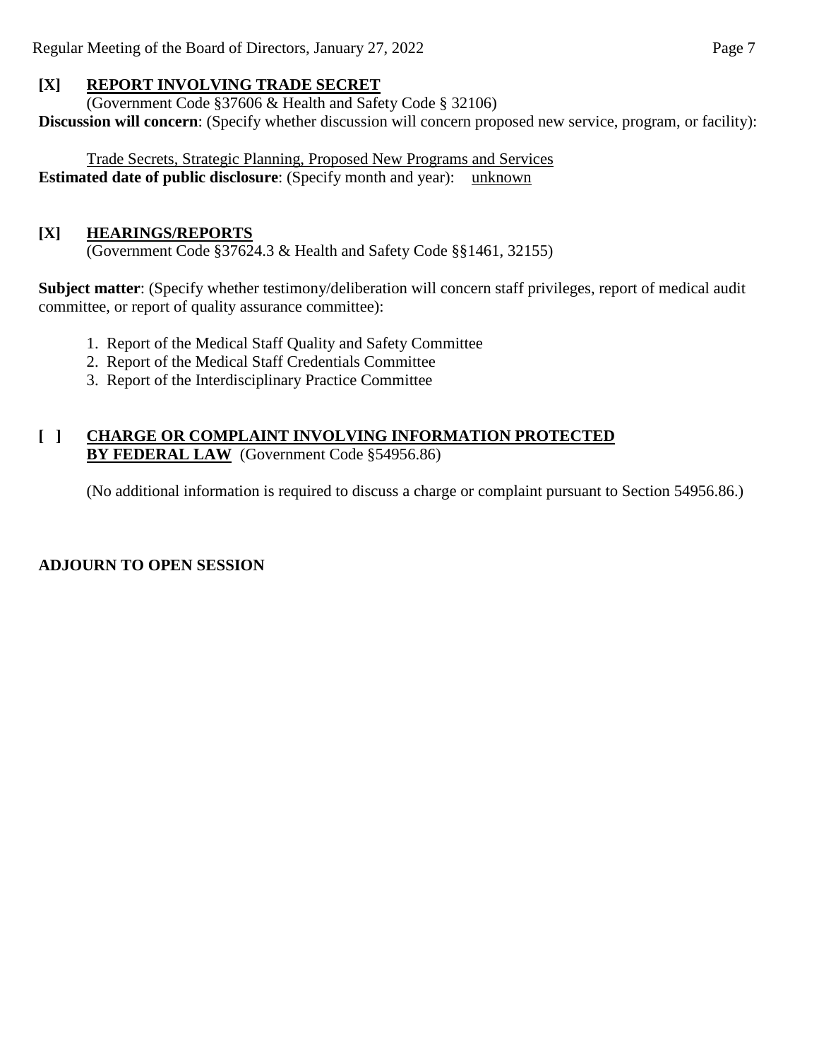**[X] REPORT INVOLVING TRADE SECRET**
(Government Code §37606 & Health and Safety Code § 32106)

**Discussion will concern**: (Specify whether discussion will concern proposed new service, program, or facility):

Trade Secrets, Strategic Planning, Proposed New Programs and Services

**Estimated date of public disclosure**: (Specify month and year): unknown

**[X] HEARINGS/REPORTS**
(Government Code §37624.3 & Health and Safety Code §§1461, 32155)

**Subject matter**: (Specify whether testimony/deliberation will concern staff privileges, report of medical audit committee, or report of quality assurance committee):

1. Report of the Medical Staff Quality and Safety Committee
2. Report of the Medical Staff Credentials Committee
3. Report of the Interdisciplinary Practice Committee

**[ ] CHARGE OR COMPLAINT INVOLVING INFORMATION PROTECTED BY FEDERAL LAW** (Government Code §54956.86)

(No additional information is required to discuss a charge or complaint pursuant to Section 54956.86.)

**ADJOURN TO OPEN SESSION**